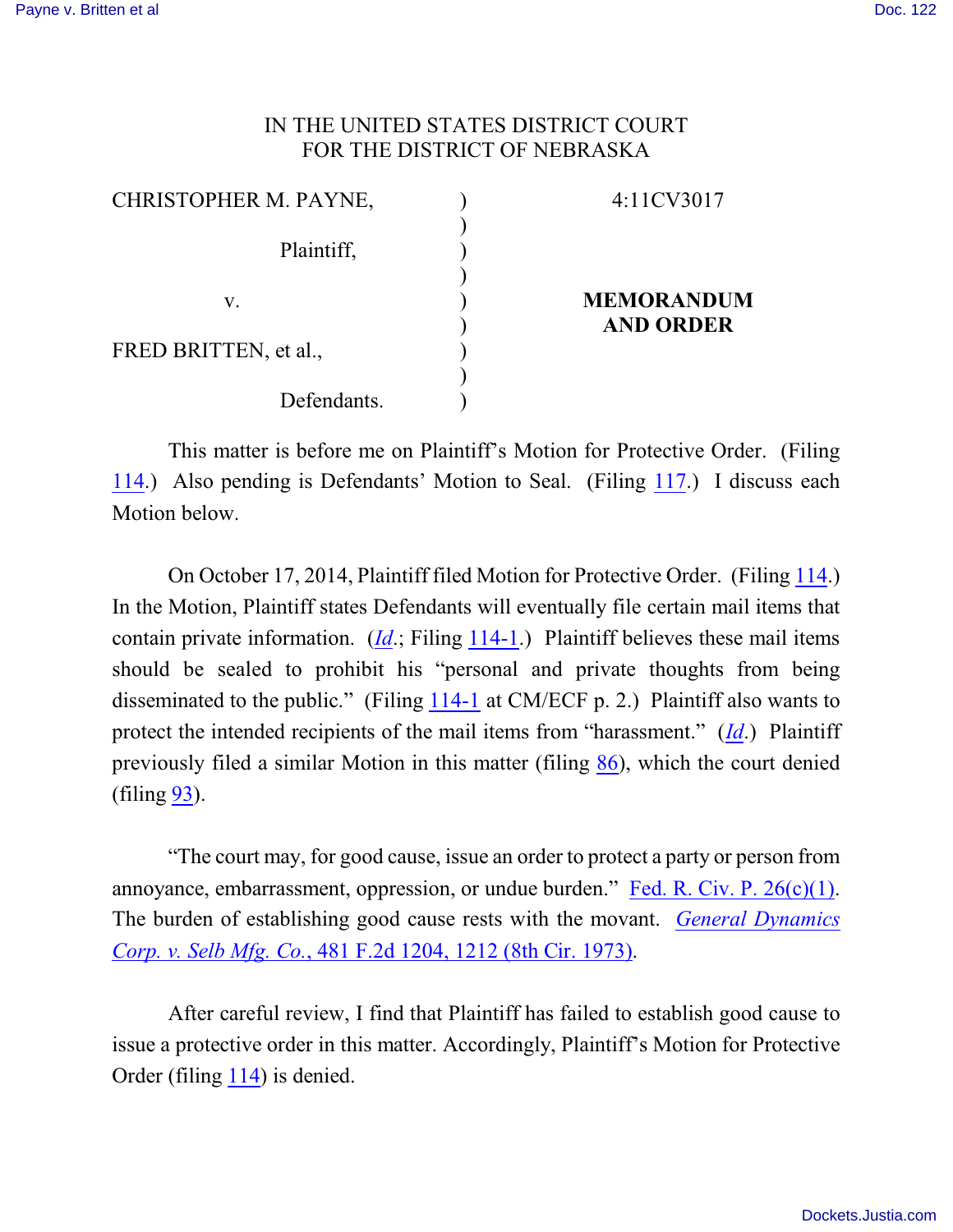IN THE UNITED STATES DISTRICT COURT
FOR THE DISTRICT OF NEBRASKA

| | | |
|---|---|---|
| CHRISTOPHER M. PAYNE, | ) | 4:11CV3017 |
| | ) | |
| Plaintiff, | ) | |
| | ) | |
| v. | ) | **MEMORANDUM AND ORDER** |
| | ) | |
| FRED BRITTEN, et al., | ) | |
| | ) | |
| Defendants. | ) | |

This matter is before me on Plaintiff's Motion for Protective Order. (Filing 114.) Also pending is Defendants' Motion to Seal. (Filing 117.) I discuss each Motion below.

On October 17, 2014, Plaintiff filed Motion for Protective Order. (Filing 114.) In the Motion, Plaintiff states Defendants will eventually file certain mail items that contain private information. (*Id*.; Filing 114-1.) Plaintiff believes these mail items should be sealed to prohibit his "personal and private thoughts from being disseminated to the public." (Filing 114-1 at CM/ECF p. 2.) Plaintiff also wants to protect the intended recipients of the mail items from "harassment." (*Id*.) Plaintiff previously filed a similar Motion in this matter (filing 86), which the court denied (filing 93).

"The court may, for good cause, issue an order to protect a party or person from annoyance, embarrassment, oppression, or undue burden." Fed. R. Civ. P. 26(c)(1). The burden of establishing good cause rests with the movant. *General Dynamics Corp. v. Selb Mfg. Co.*, 481 F.2d 1204, 1212 (8th Cir. 1973).

After careful review, I find that Plaintiff has failed to establish good cause to issue a protective order in this matter. Accordingly, Plaintiff's Motion for Protective Order (filing 114) is denied.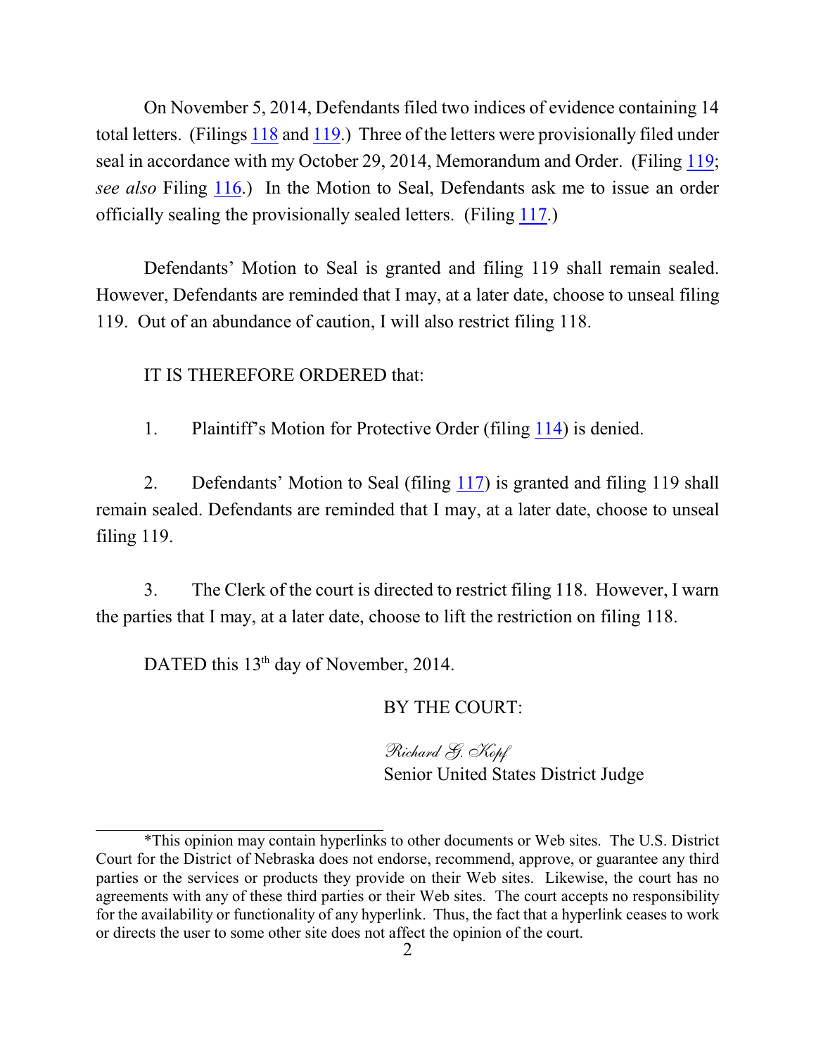On November 5, 2014, Defendants filed two indices of evidence containing 14 total letters. (Filings 118 and 119.) Three of the letters were provisionally filed under seal in accordance with my October 29, 2014, Memorandum and Order. (Filing 119; *see also* Filing 116.) In the Motion to Seal, Defendants ask me to issue an order officially sealing the provisionally sealed letters. (Filing 117.)

Defendants' Motion to Seal is granted and filing 119 shall remain sealed. However, Defendants are reminded that I may, at a later date, choose to unseal filing 119. Out of an abundance of caution, I will also restrict filing 118.

IT IS THEREFORE ORDERED that:

1. Plaintiff's Motion for Protective Order (filing 114) is denied.

2. Defendants' Motion to Seal (filing 117) is granted and filing 119 shall remain sealed. Defendants are reminded that I may, at a later date, choose to unseal filing 119.

3. The Clerk of the court is directed to restrict filing 118. However, I warn the parties that I may, at a later date, choose to lift the restriction on filing 118.

DATED this 13th day of November, 2014.

BY THE COURT:

*Richard G. Kopf*
Senior United States District Judge

*This opinion may contain hyperlinks to other documents or Web sites. The U.S. District Court for the District of Nebraska does not endorse, recommend, approve, or guarantee any third parties or the services or products they provide on their Web sites. Likewise, the court has no agreements with any of these third parties or their Web sites. The court accepts no responsibility for the availability or functionality of any hyperlink. Thus, the fact that a hyperlink ceases to work or directs the user to some other site does not affect the opinion of the court.